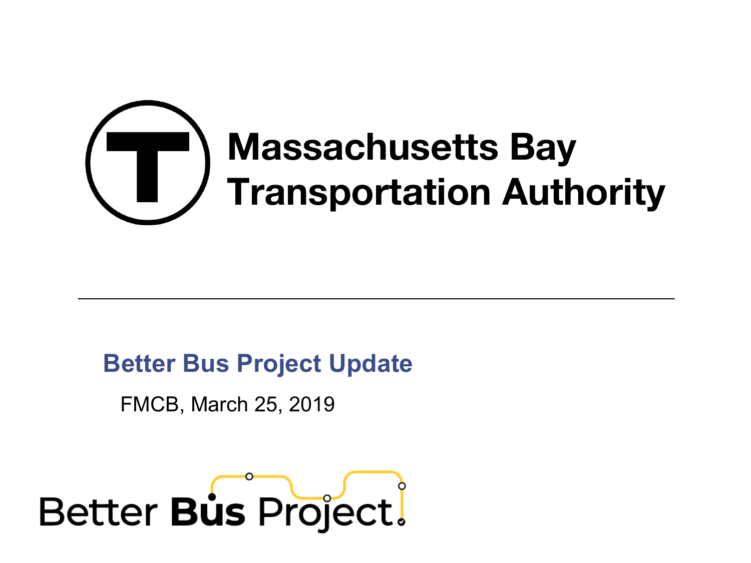# Massachusetts Bay Transportation Authority

## Better Bus Project Update

FMCB, March 25, 2019

Better Bus Project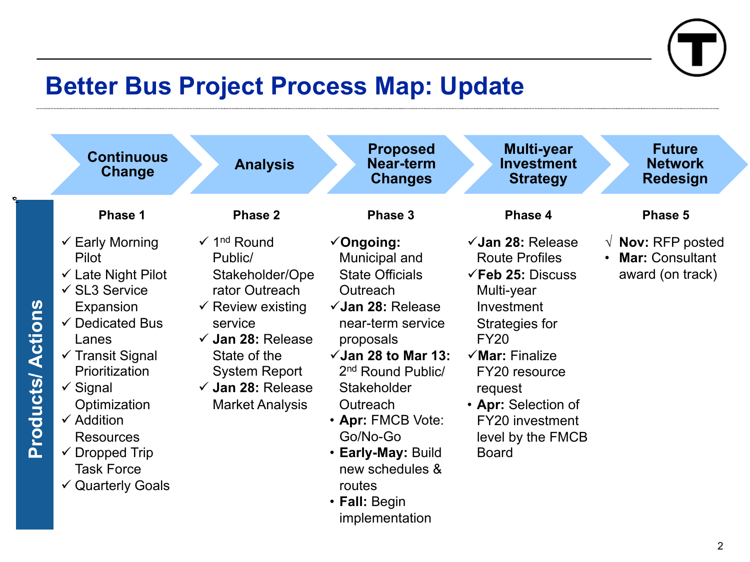# Better Bus Project Process Map: Update

**Products/ Actions**

## Phase 1: Continuous Change

- ✓ Early Morning Pilot
- ✓ Late Night Pilot
- ✓ SL3 Service Expansion
- ✓ Dedicated Bus Lanes
- ✓ Transit Signal Prioritization
- ✓ Signal Optimization
- ✓ Addition Resources
- ✓ Dropped Trip Task Force
- ✓ Quarterly Goals

## Phase 2: Analysis

- ✓ 1st Round Public/ Stakeholder/Operator Outreach
- ✓ Review existing service
- ✓ **Jan 28:** Release State of the System Report
- ✓ **Jan 28:** Release Market Analysis

## Phase 3: Proposed Near-term Changes

- ✓ **Ongoing:** Municipal and State Officials Outreach
- ✓ **Jan 28:** Release near-term service proposals
- ✓ **Jan 28 to Mar 13:** 2nd Round Public/ Stakeholder Outreach
- **Apr:** FMCB Vote: Go/No-Go
- **Early-May:** Build new schedules & routes
- **Fall:** Begin implementation

## Phase 4: Multi-year Investment Strategy

- ✓ **Jan 28:** Release Route Profiles
- ✓ **Feb 25:** Discuss Multi-year Investment Strategies for FY20
- ✓ **Mar:** Finalize FY20 resource request
- **Apr:** Selection of FY20 investment level by the FMCB Board

## Phase 5: Future Network Redesign

- √ **Nov:** RFP posted
- **Mar:** Consultant award (on track)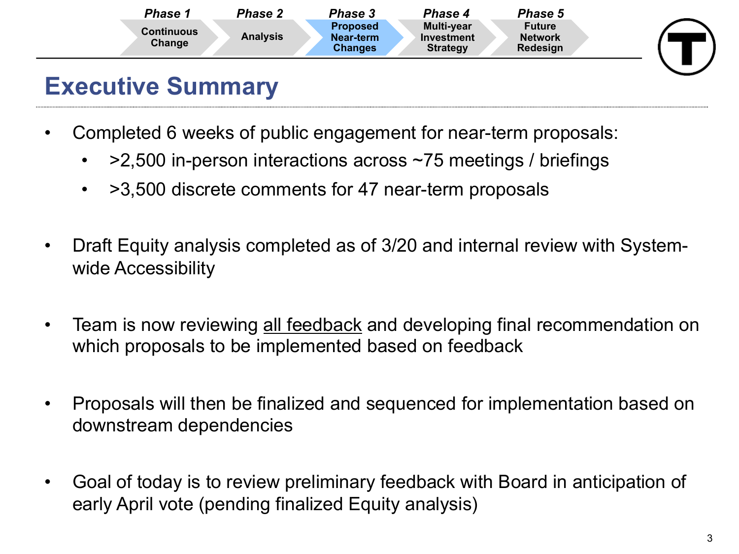Phase 1 Continuous Change | Phase 2 Analysis | **Phase 3 Proposed Near-term Changes** | Phase 4 Multi-year Investment Strategy | Phase 5 Future Network Redesign

# Executive Summary

- Completed 6 weeks of public engagement for near-term proposals:
  - >2,500 in-person interactions across ~75 meetings / briefings
  - >3,500 discrete comments for 47 near-term proposals
- Draft Equity analysis completed as of 3/20 and internal review with System-wide Accessibility
- Team is now reviewing <u>all feedback</u> and developing final recommendation on which proposals to be implemented based on feedback
- Proposals will then be finalized and sequenced for implementation based on downstream dependencies
- Goal of today is to review preliminary feedback with Board in anticipation of early April vote (pending finalized Equity analysis)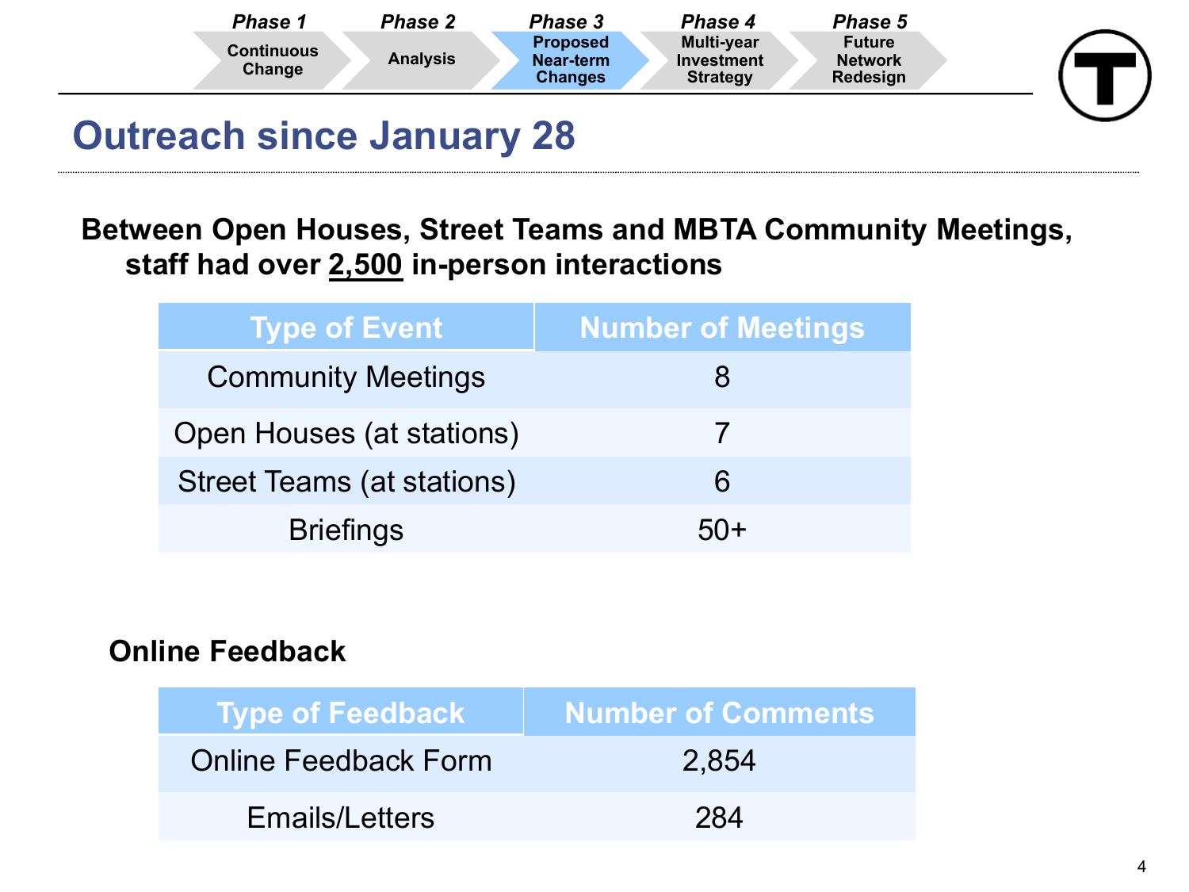Phase 1 Continuous Change | Phase 2 Analysis | Phase 3 Proposed Near-term Changes | Phase 4 Multi-year Investment Strategy | Phase 5 Future Network Redesign

# Outreach since January 28

**Between Open Houses, Street Teams and MBTA Community Meetings, staff had over 2,500 in-person interactions**

| Type of Event | Number of Meetings |
|---|---|
| Community Meetings | 8 |
| Open Houses (at stations) | 7 |
| Street Teams (at stations) | 6 |
| Briefings | 50+ |

**Online Feedback**

| Type of Feedback | Number of Comments |
|---|---|
| Online Feedback Form | 2,854 |
| Emails/Letters | 284 |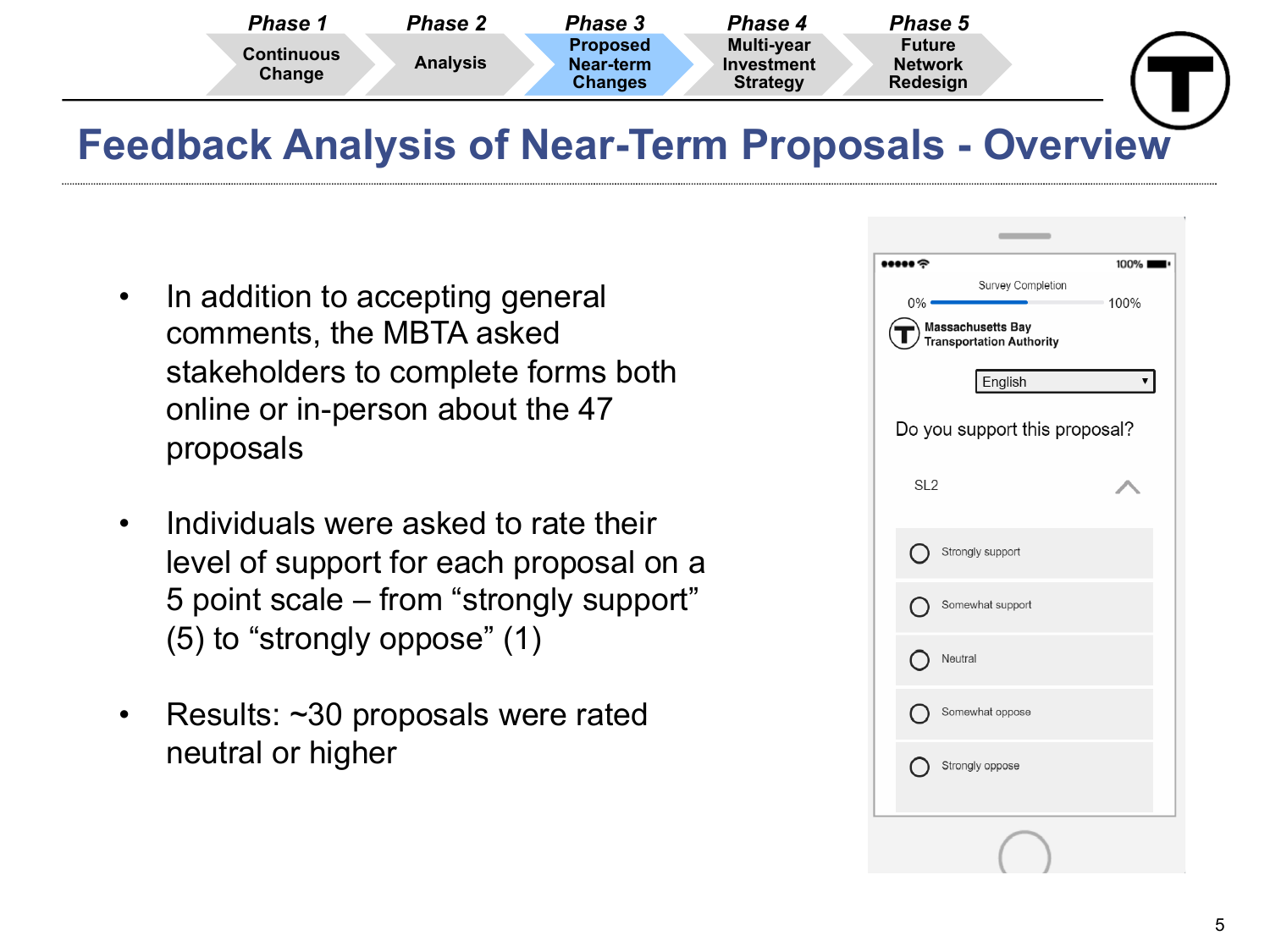Phase 1 — Continuous Change | Phase 2 — Analysis | Phase 3 — Proposed Near-term Changes | Phase 4 — Multi-year Investment Strategy | Phase 5 — Future Network Redesign

# Feedback Analysis of Near-Term Proposals - Overview

- In addition to accepting general comments, the MBTA asked stakeholders to complete forms both online or in-person about the 47 proposals
- Individuals were asked to rate their level of support for each proposal on a 5 point scale – from "strongly support" (5) to "strongly oppose" (1)
- Results: ~30 proposals were rated neutral or higher

Survey Completion

0% 100%

Massachusetts Bay Transportation Authority

English

Do you support this proposal?

SL2

- Strongly support
- Somewhat support
- Neutral
- Somewhat oppose
- Strongly oppose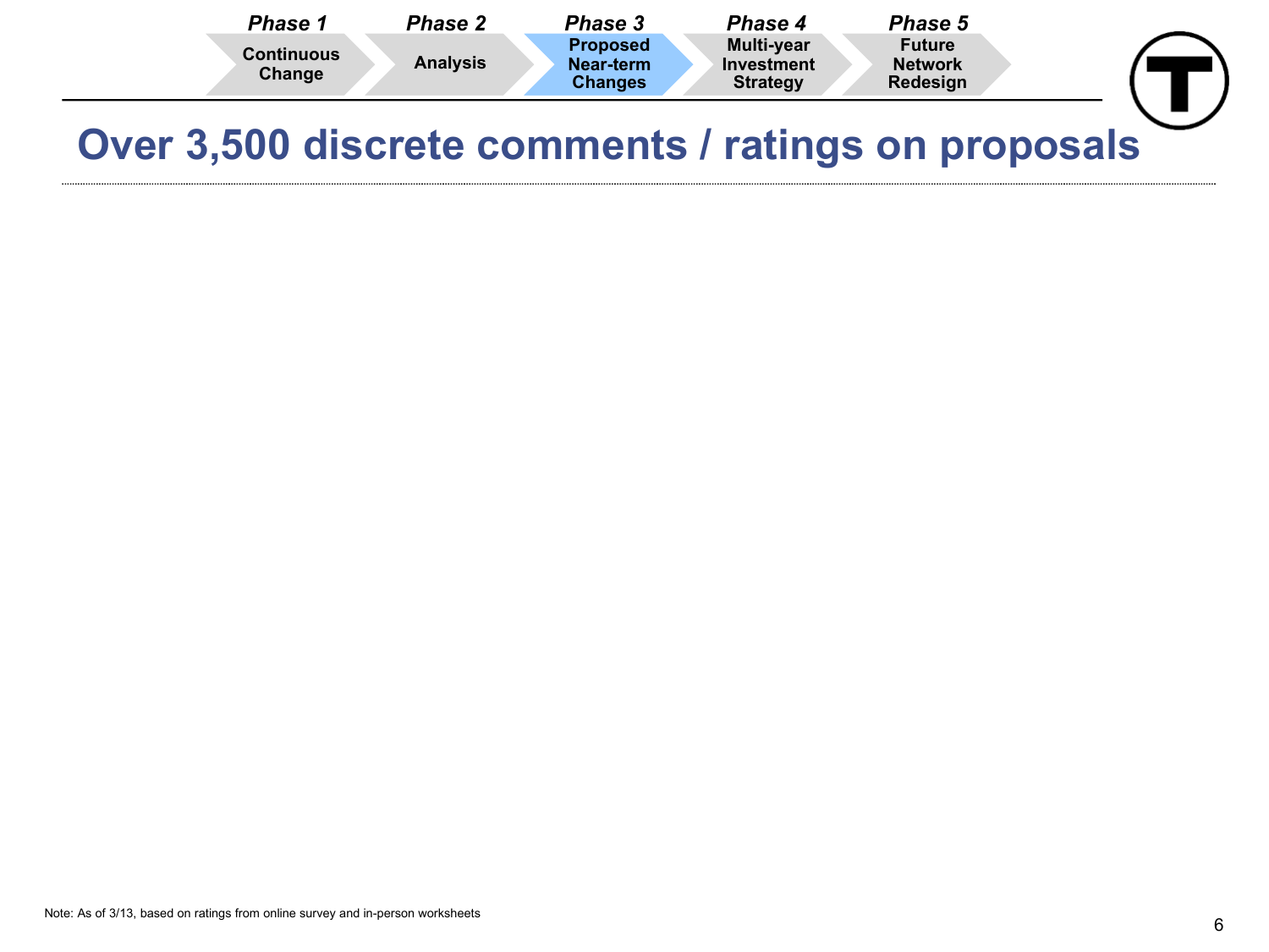| Phase 1 | Phase 2 | Phase 3 | Phase 4 | Phase 5 |
|---|---|---|---|---|
| Continuous Change | Analysis | Proposed Near-term Changes | Multi-year Investment Strategy | Future Network Redesign |

# Over 3,500 discrete comments / ratings on proposals

Note: As of 3/13, based on ratings from online survey and in-person worksheets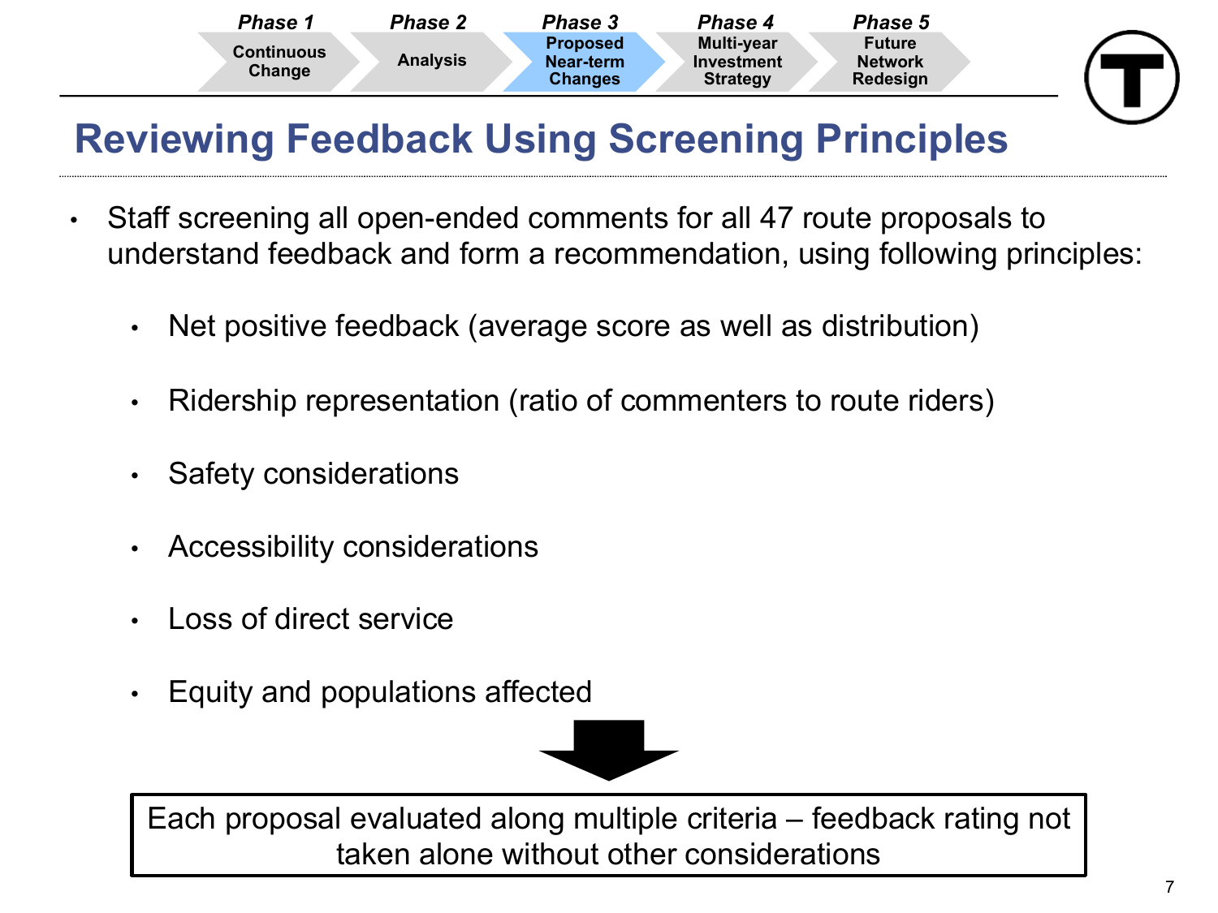Phase 1 Continuous Change | Phase 2 Analysis | **Phase 3 Proposed Near-term Changes** | Phase 4 Multi-year Investment Strategy | Phase 5 Future Network Redesign

# Reviewing Feedback Using Screening Principles

- Staff screening all open-ended comments for all 47 route proposals to understand feedback and form a recommendation, using following principles:
  - Net positive feedback (average score as well as distribution)
  - Ridership representation (ratio of commenters to route riders)
  - Safety considerations
  - Accessibility considerations
  - Loss of direct service
  - Equity and populations affected

Each proposal evaluated along multiple criteria – feedback rating not taken alone without other considerations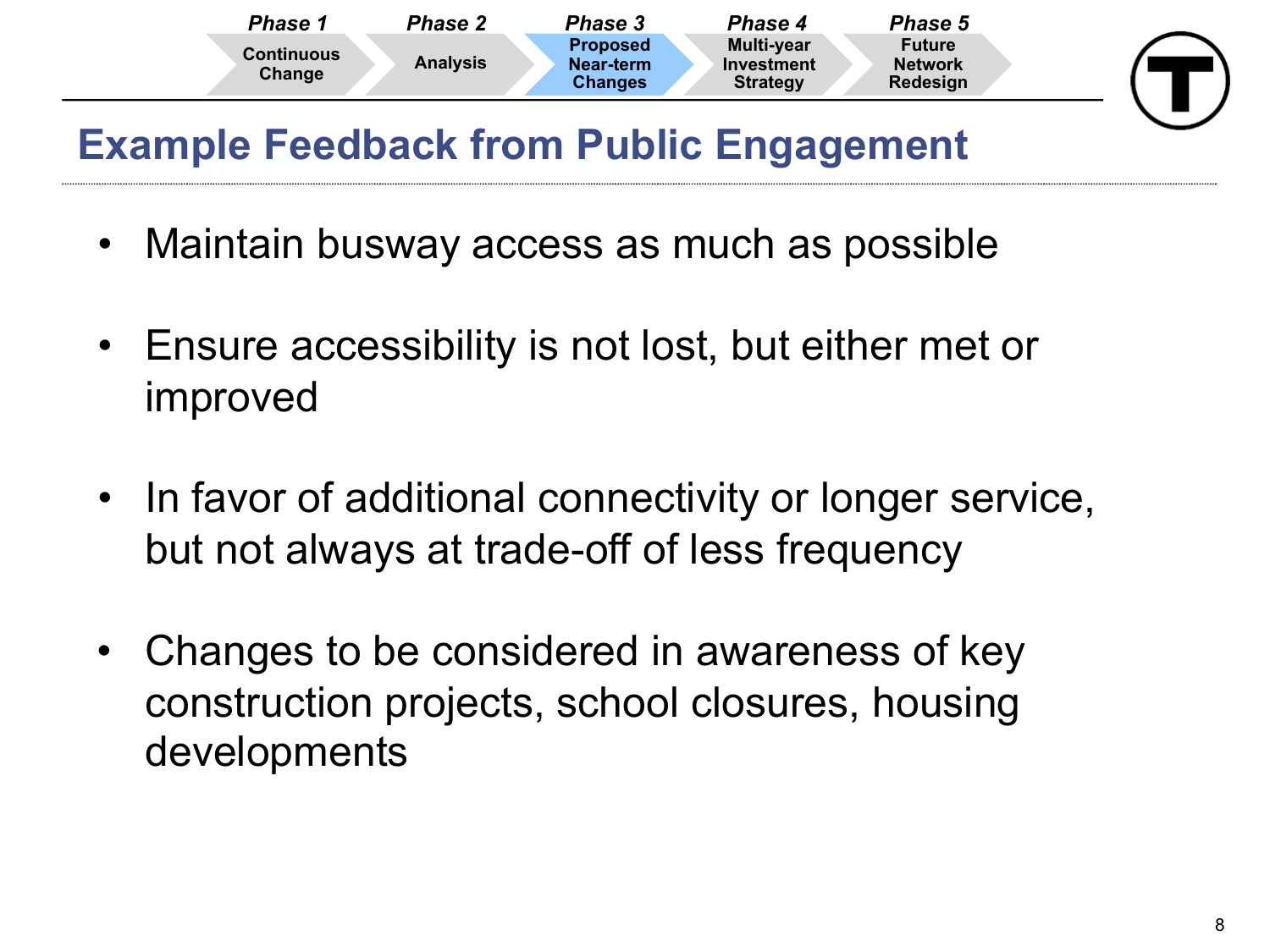| Phase 1 | Phase 2 | Phase 3 | Phase 4 | Phase 5 |
|---|---|---|---|---|
| Continuous Change | Analysis | Proposed Near-term Changes | Multi-year Investment Strategy | Future Network Redesign |

# Example Feedback from Public Engagement

- Maintain busway access as much as possible
- Ensure accessibility is not lost, but either met or improved
- In favor of additional connectivity or longer service, but not always at trade-off of less frequency
- Changes to be considered in awareness of key construction projects, school closures, housing developments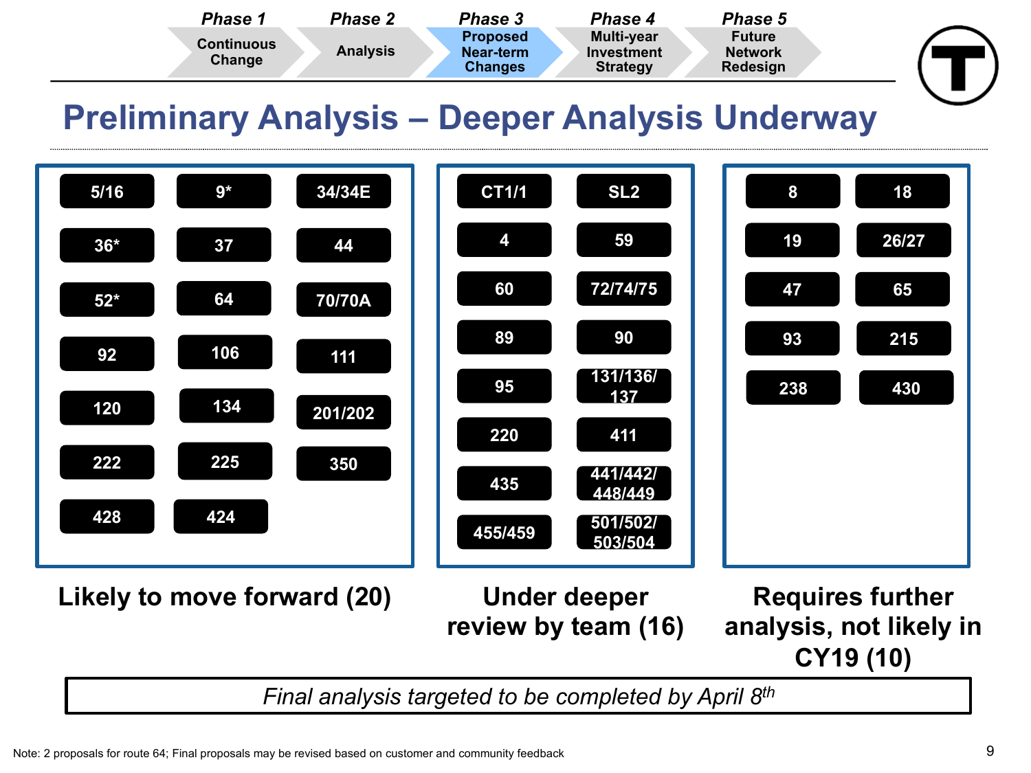Phase 1 – Continuous Change | Phase 2 – Analysis | **Phase 3 – Proposed Near-term Changes** | Phase 4 – Multi-year Investment Strategy | Phase 5 – Future Network Redesign

# Preliminary Analysis – Deeper Analysis Underway

## Likely to move forward (20)

| | | |
|---|---|---|
| 5/16 | 9* | 34/34E |
| 36* | 37 | 44 |
| 52* | 64 | 70/70A |
| 92 | 106 | 111 |
| 120 | 134 | 201/202 |
| 222 | 225 | 350 |
| 428 | 424 | |

## Under deeper review by team (16)

| | |
|---|---|
| CT1/1 | SL2 |
| 4 | 59 |
| 60 | 72/74/75 |
| 89 | 90 |
| 95 | 131/136/137 |
| 220 | 411 |
| 435 | 441/442/448/449 |
| 455/459 | 501/502/503/504 |

## Requires further analysis, not likely in CY19 (10)

| | |
|---|---|
| 8 | 18 |
| 19 | 26/27 |
| 47 | 65 |
| 93 | 215 |
| 238 | 430 |

*Final analysis targeted to be completed by April 8th*

Note: 2 proposals for route 64; Final proposals may be revised based on customer and community feedback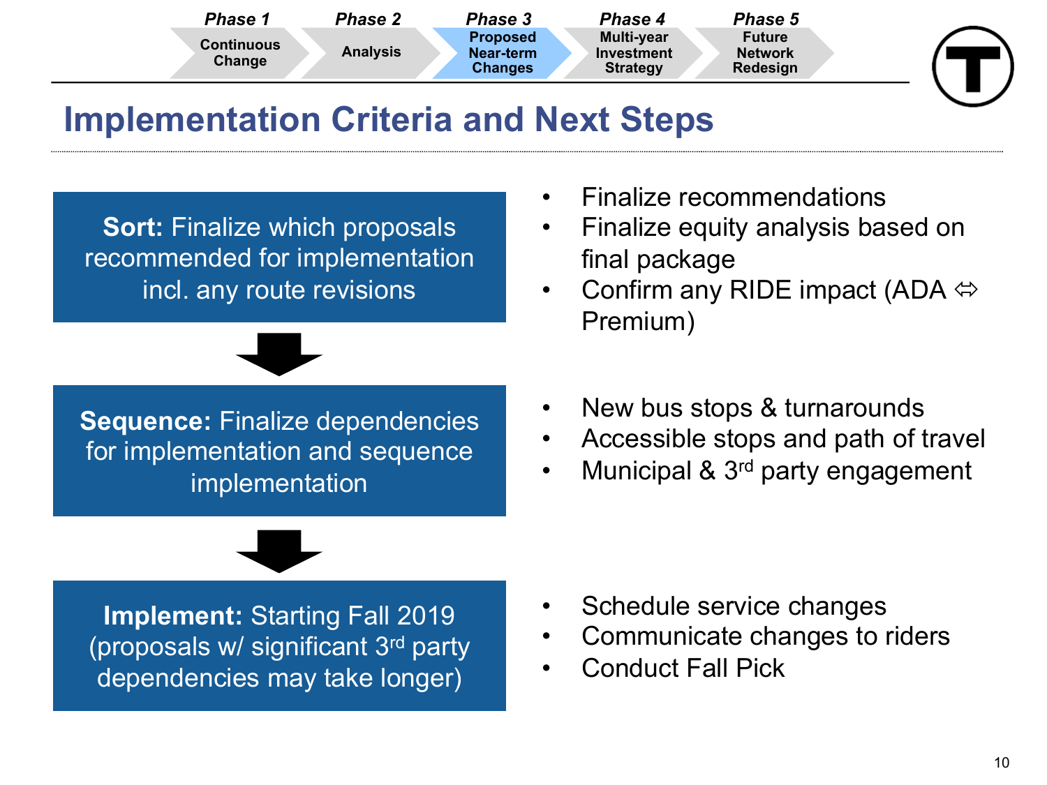Phase 1 Continuous Change | Phase 2 Analysis | Phase 3 Proposed Near-term Changes | Phase 4 Multi-year Investment Strategy | Phase 5 Future Network Redesign

# Implementation Criteria and Next Steps

**Sort:** Finalize which proposals recommended for implementation incl. any route revisions

- Finalize recommendations
- Finalize equity analysis based on final package
- Confirm any RIDE impact (ADA ⇔ Premium)

**Sequence:** Finalize dependencies for implementation and sequence implementation

- New bus stops & turnarounds
- Accessible stops and path of travel
- Municipal & 3rd party engagement

**Implement:** Starting Fall 2019 (proposals w/ significant 3rd party dependencies may take longer)

- Schedule service changes
- Communicate changes to riders
- Conduct Fall Pick